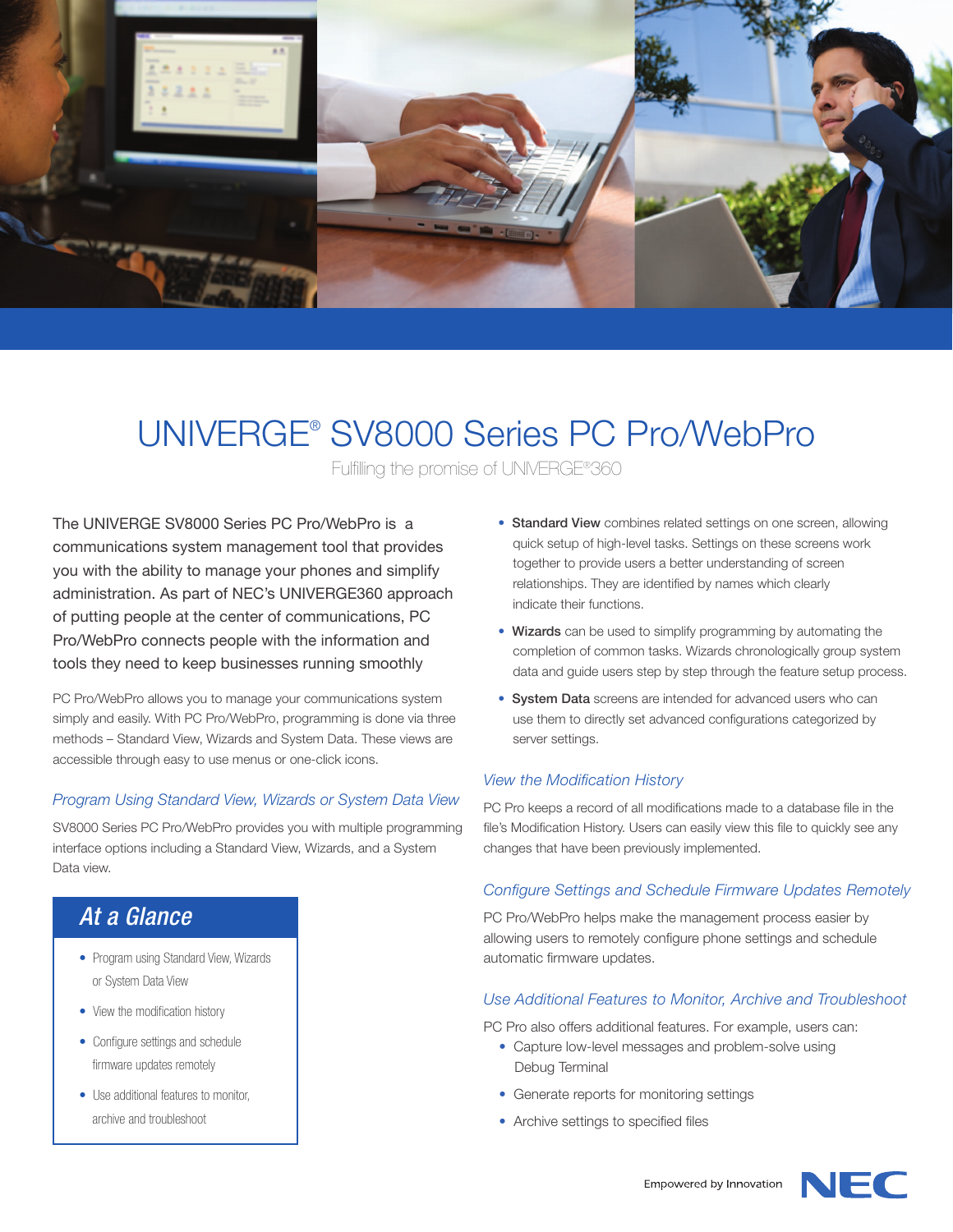# UNIVERGE® SV8000 Series PC Pro/WebPro

Fulfilling the promise of UNIVERGE®360

The UNIVERGE SV8000 Series PC Pro/WebPro is a communications system management tool that provides you with the ability to manage your phones and simplify administration. As part of NEC's UNIVERGE360 approach of putting people at the center of communications, PC Pro/WebPro connects people with the information and tools they need to keep businesses running smoothly

PC Pro/WebPro allows you to manage your communications system simply and easily. With PC Pro/WebPro, programming is done via three methods – Standard View, Wizards and System Data. These views are accessible through easy to use menus or one-click icons.

### *Program Using Standard View, Wizards or System Data View*

SV8000 Series PC Pro/WebPro provides you with multiple programming interface options including a Standard View, Wizards, and a System Data view.

## At a Glance

- Program using Standard View, Wizards or System Data View
- View the modification history
- Configure settings and schedule firmware updates remotely
- Use additional features to monitor, archive and troubleshoot

- **Standard View** combines related settings on one screen, allowing quick setup of high-level tasks. Settings on these screens work together to provide users a better understanding of screen relationships. They are identified by names which clearly indicate their functions.
- **Wizards** can be used to simplify programming by automating the completion of common tasks. Wizards chronologically group system data and guide users step by step through the feature setup process.
- **System Data** screens are intended for advanced users who can use them to directly set advanced configurations categorized by server settings.

### *View the Modification History*

PC Pro keeps a record of all modifications made to a database file in the file's Modification History. Users can easily view this file to quickly see any changes that have been previously implemented.

### *Configure Settings and Schedule Firmware Updates Remotely*

PC Pro/WebPro helps make the management process easier by allowing users to remotely configure phone settings and schedule automatic firmware updates.

### *Use Additional Features to Monitor, Archive and Troubleshoot*

PC Pro also offers additional features. For example, users can:

- Capture low-level messages and problem-solve using Debug Terminal
- Generate reports for monitoring settings
- Archive settings to specified files

Empowered by Innovation NEC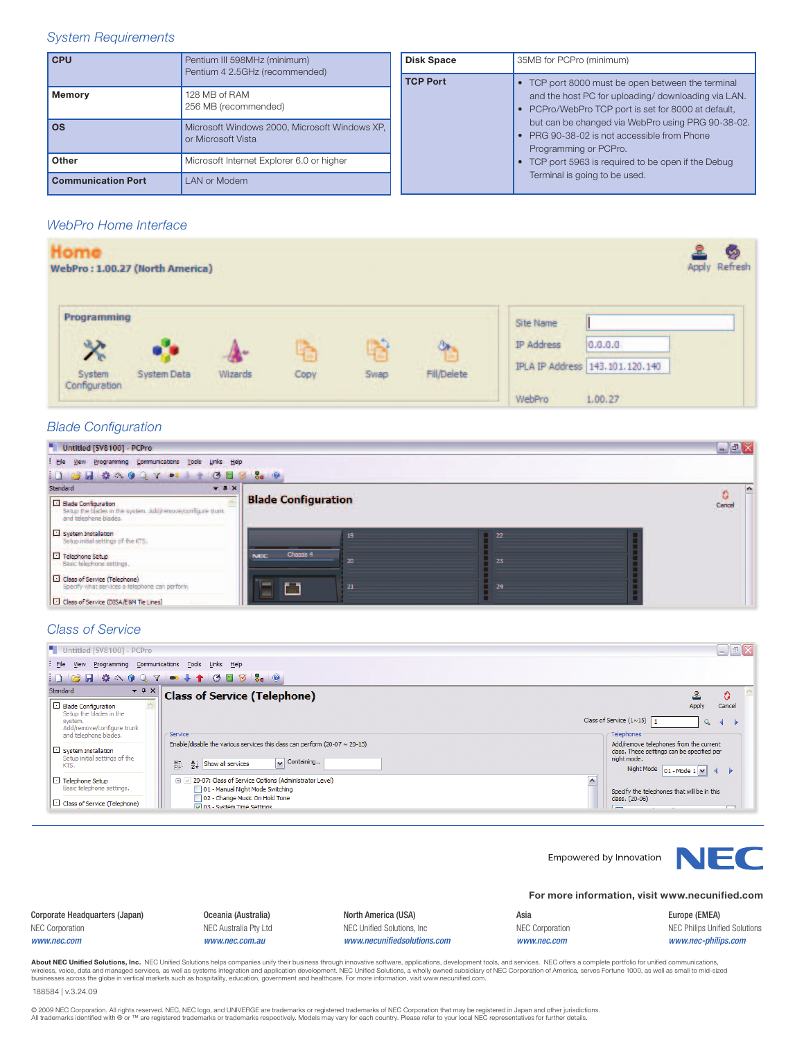## System Requirements

| | |
|---|---|
| **CPU** | Pentium III 598MHz (minimum)<br>Pentium 4 2.5GHz (recommended) |
| **Memory** | 128 MB of RAM<br>256 MB (recommended) |
| **OS** | Microsoft Windows 2000, Microsoft Windows XP, or Microsoft Vista |
| **Other** | Microsoft Internet Explorer 6.0 or higher |
| **Communication Port** | LAN or Modem |

| | |
|---|---|
| **Disk Space** | 35MB for PCPro (minimum) |
| **TCP Port** | • TCP port 8000 must be open between the terminal and the host PC for uploading/ downloading via LAN.<br>• PCPro/WebPro TCP port is set for 8000 at default, but can be changed via WebPro using PRG 90-38-02.<br>• PRG 90-38-02 is not accessible from Phone Programming or PCPro.<br>• TCP port 5963 is required to be open if the Debug Terminal is going to be used. |

## WebPro Home Interface

## Blade Configuration

## Class of Service

Empowered by Innovation

NEC

**For more information, visit www.necunified.com**

**Corporate Headquarters (Japan)**
NEC Corporation
*www.nec.com*

**Oceania (Australia)**
NEC Australia Pty Ltd
*www.nec.com.au*

**North America (USA)**
NEC Unified Solutions, Inc
*www.necunifiedsolutions.com*

**Asia**
NEC Corporation
*www.nec.com*

**Europe (EMEA)**
NEC Philips Unified Solutions
*www.nec-philips.com*

**About NEC Unified Solutions, Inc.** NEC Unified Solutions helps companies unify their business through innovative software, applications, development tools, and services. NEC offers a complete portfolio for unified communications, wireless, voice, data and managed services, as well as systems integration and application development. NEC Unified Solutions, a wholly owned subsidiary of NEC Corporation of America, serves Fortune 1000, as well as small to mid-sized businesses across the globe in vertical markets such as hospitality, education, government and healthcare. For more information, visit www.necunified.com.

188584 | v.3.24.09

© 2009 NEC Corporation. All rights reserved. NEC, NEC logo, and UNIVERGE are trademarks or registered trademarks of NEC Corporation that may be registered in Japan and other jurisdictions.
All trademarks identified with ® or ™ are registered trademarks or trademarks respectively. Models may vary for each country. Please refer to your local NEC representatives for further details.